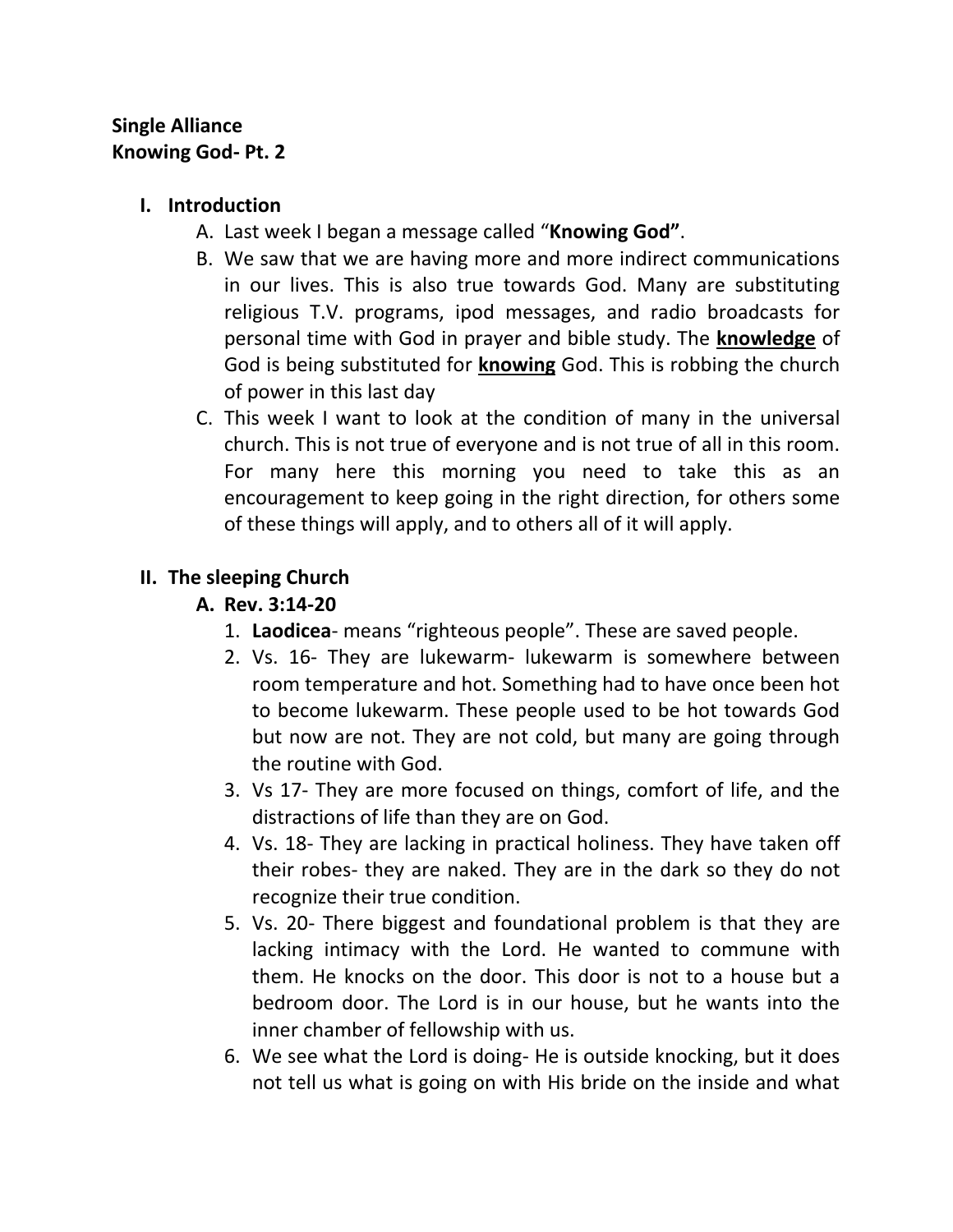**Single Alliance**
**Knowing God- Pt. 2**

I. **Introduction**
   A. Last week I began a message called "**Knowing God"**.
   B. We saw that we are having more and more indirect communications in our lives. This is also true towards God. Many are substituting religious T.V. programs, ipod messages, and radio broadcasts for personal time with God in prayer and bible study. The **<u>knowledge</u>** of God is being substituted for **<u>knowing</u>** God. This is robbing the church of power in this last day
   C. This week I want to look at the condition of many in the universal church. This is not true of everyone and is not true of all in this room. For many here this morning you need to take this as an encouragement to keep going in the right direction, for others some of these things will apply, and to others all of it will apply.

II. **The sleeping Church**
   A. **Rev. 3:14-20**
      1. **Laodicea**- means "righteous people". These are saved people.
      2. Vs. 16- They are lukewarm- lukewarm is somewhere between room temperature and hot. Something had to have once been hot to become lukewarm. These people used to be hot towards God but now are not. They are not cold, but many are going through the routine with God.
      3. Vs 17- They are more focused on things, comfort of life, and the distractions of life than they are on God.
      4. Vs. 18- They are lacking in practical holiness. They have taken off their robes- they are naked. They are in the dark so they do not recognize their true condition.
      5. Vs. 20- There biggest and foundational problem is that they are lacking intimacy with the Lord. He wanted to commune with them. He knocks on the door. This door is not to a house but a bedroom door. The Lord is in our house, but he wants into the inner chamber of fellowship with us.
      6. We see what the Lord is doing- He is outside knocking, but it does not tell us what is going on with His bride on the inside and what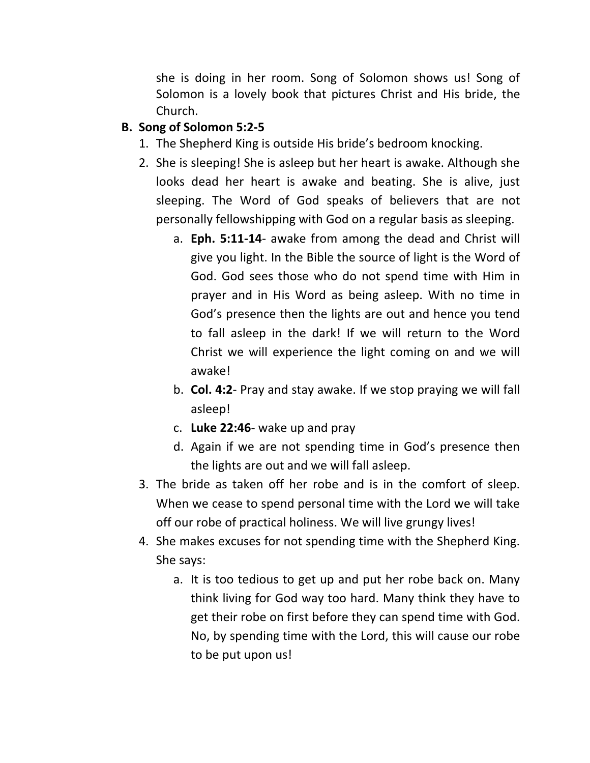she is doing in her room. Song of Solomon shows us! Song of Solomon is a lovely book that pictures Christ and His bride, the Church.

**B. Song of Solomon 5:2-5**

1. The Shepherd King is outside His bride's bedroom knocking.
2. She is sleeping! She is asleep but her heart is awake. Although she looks dead her heart is awake and beating. She is alive, just sleeping. The Word of God speaks of believers that are not personally fellowshipping with God on a regular basis as sleeping.
    a. **Eph. 5:11-14**- awake from among the dead and Christ will give you light. In the Bible the source of light is the Word of God. God sees those who do not spend time with Him in prayer and in His Word as being asleep. With no time in God's presence then the lights are out and hence you tend to fall asleep in the dark! If we will return to the Word Christ we will experience the light coming on and we will awake!
    b. **Col. 4:2**- Pray and stay awake. If we stop praying we will fall asleep!
    c. **Luke 22:46**- wake up and pray
    d. Again if we are not spending time in God's presence then the lights are out and we will fall asleep.
3. The bride as taken off her robe and is in the comfort of sleep. When we cease to spend personal time with the Lord we will take off our robe of practical holiness. We will live grungy lives!
4. She makes excuses for not spending time with the Shepherd King. She says:
    a. It is too tedious to get up and put her robe back on. Many think living for God way too hard. Many think they have to get their robe on first before they can spend time with God. No, by spending time with the Lord, this will cause our robe to be put upon us!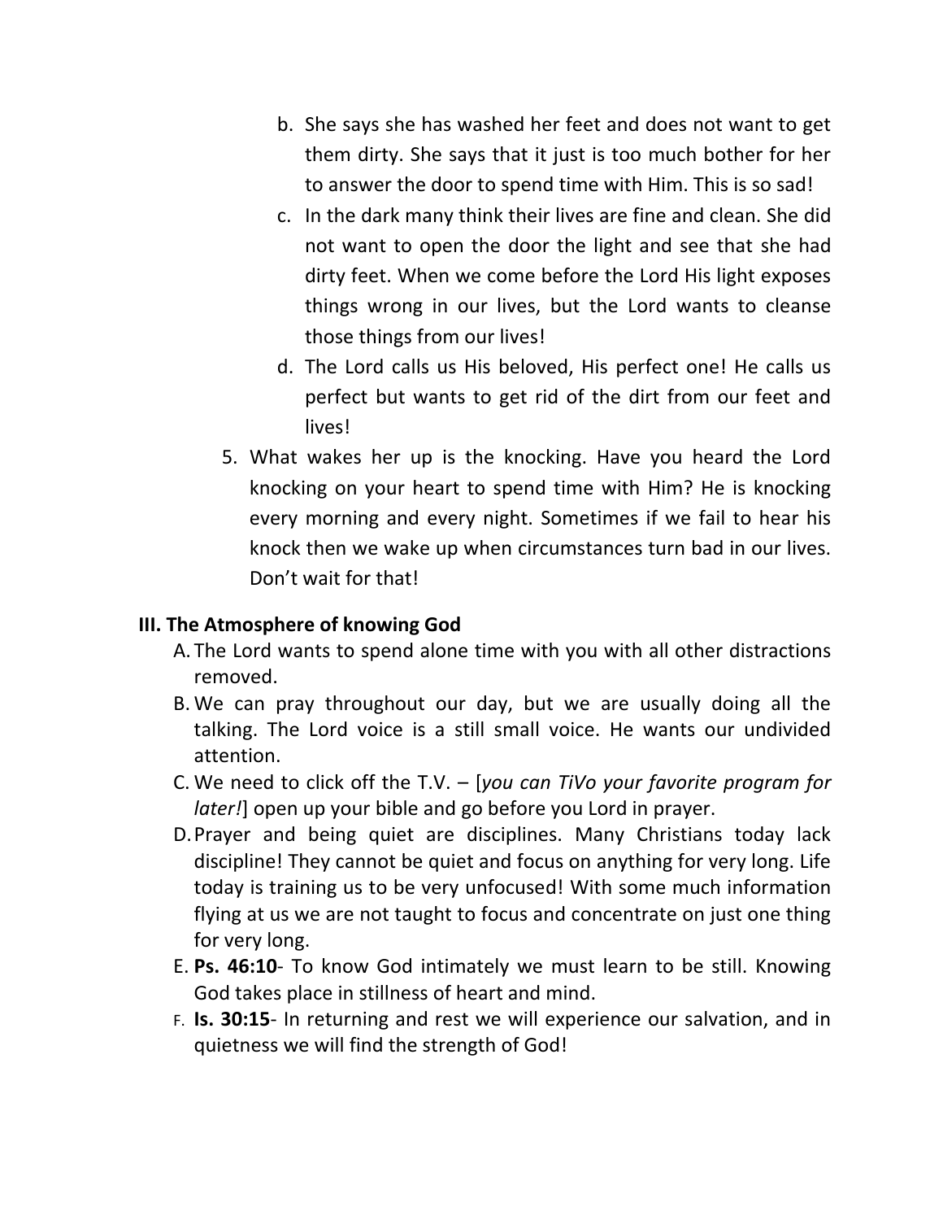b. She says she has washed her feet and does not want to get them dirty. She says that it just is too much bother for her to answer the door to spend time with Him. This is so sad!
c. In the dark many think their lives are fine and clean. She did not want to open the door the light and see that she had dirty feet. When we come before the Lord His light exposes things wrong in our lives, but the Lord wants to cleanse those things from our lives!
d. The Lord calls us His beloved, His perfect one! He calls us perfect but wants to get rid of the dirt from our feet and lives!

5. What wakes her up is the knocking. Have you heard the Lord knocking on your heart to spend time with Him? He is knocking every morning and every night. Sometimes if we fail to hear his knock then we wake up when circumstances turn bad in our lives. Don't wait for that!

**III. The Atmosphere of knowing God**

A. The Lord wants to spend alone time with you with all other distractions removed.

B. We can pray throughout our day, but we are usually doing all the talking. The Lord voice is a still small voice. He wants our undivided attention.

C. We need to click off the T.V. – [*you can TiVo your favorite program for later!*] open up your bible and go before you Lord in prayer.

D. Prayer and being quiet are disciplines. Many Christians today lack discipline! They cannot be quiet and focus on anything for very long. Life today is training us to be very unfocused! With some much information flying at us we are not taught to focus and concentrate on just one thing for very long.

E. **Ps. 46:10**- To know God intimately we must learn to be still. Knowing God takes place in stillness of heart and mind.

F. **Is. 30:15**- In returning and rest we will experience our salvation, and in quietness we will find the strength of God!